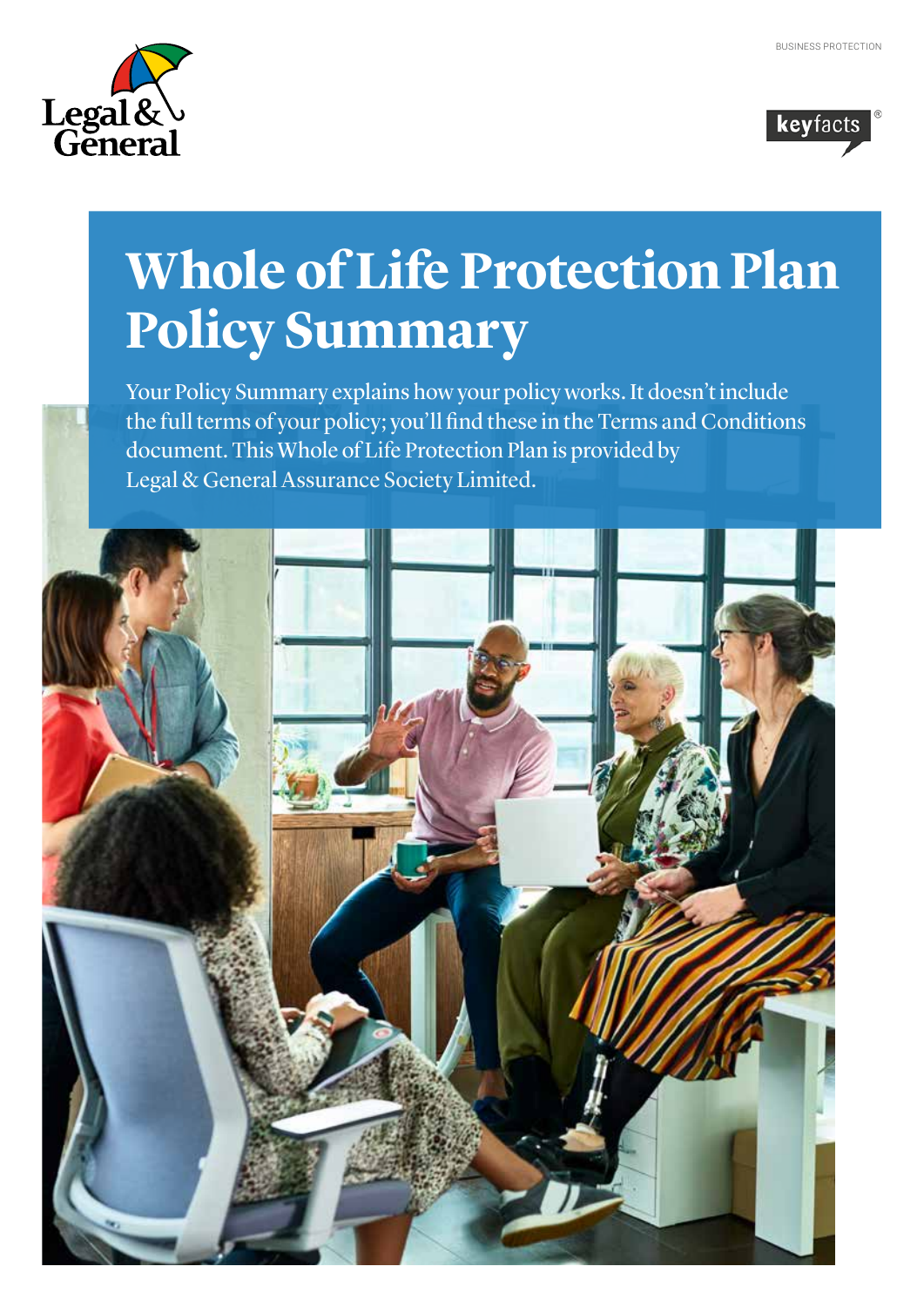BUSINESS PROTECTION

# Whole of Life Protection Plan Policy Summary

Your Policy Summary explains how your policy works. It doesn't include the full terms of your policy; you'll find these in the Terms and Conditions document. This Whole of Life Protection Plan is provided by Legal & General Assurance Society Limited.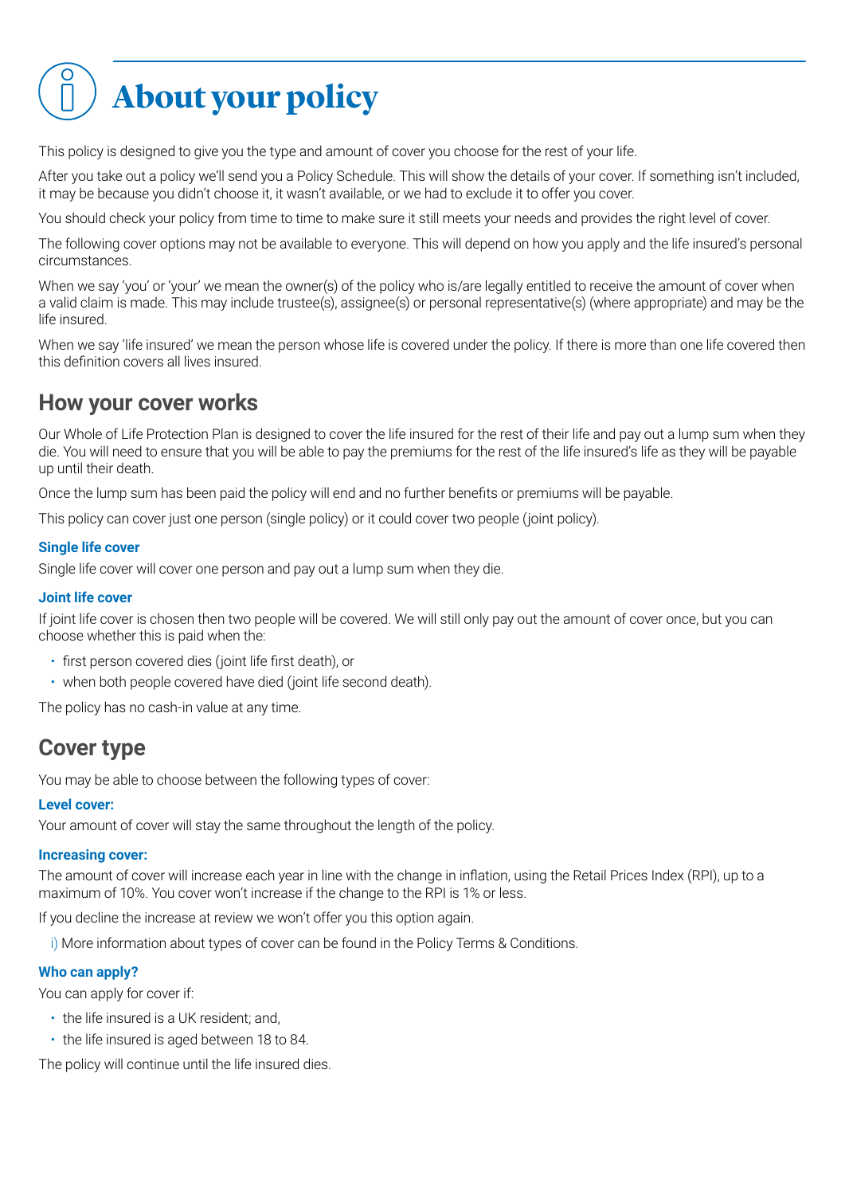# About your policy

This policy is designed to give you the type and amount of cover you choose for the rest of your life.

After you take out a policy we'll send you a Policy Schedule. This will show the details of your cover. If something isn't included, it may be because you didn't choose it, it wasn't available, or we had to exclude it to offer you cover.

You should check your policy from time to time to make sure it still meets your needs and provides the right level of cover.

The following cover options may not be available to everyone. This will depend on how you apply and the life insured's personal circumstances.

When we say 'you' or 'your' we mean the owner(s) of the policy who is/are legally entitled to receive the amount of cover when a valid claim is made. This may include trustee(s), assignee(s) or personal representative(s) (where appropriate) and may be the life insured.

When we say 'life insured' we mean the person whose life is covered under the policy. If there is more than one life covered then this definition covers all lives insured.

## How your cover works

Our Whole of Life Protection Plan is designed to cover the life insured for the rest of their life and pay out a lump sum when they die. You will need to ensure that you will be able to pay the premiums for the rest of the life insured's life as they will be payable up until their death.

Once the lump sum has been paid the policy will end and no further benefits or premiums will be payable.

This policy can cover just one person (single policy) or it could cover two people (joint policy).

### Single life cover

Single life cover will cover one person and pay out a lump sum when they die.

### Joint life cover

If joint life cover is chosen then two people will be covered. We will still only pay out the amount of cover once, but you can choose whether this is paid when the:

- first person covered dies (joint life first death), or
- when both people covered have died (joint life second death).

The policy has no cash-in value at any time.

## Cover type

You may be able to choose between the following types of cover:

### Level cover:

Your amount of cover will stay the same throughout the length of the policy.

### Increasing cover:

The amount of cover will increase each year in line with the change in inflation, using the Retail Prices Index (RPI), up to a maximum of 10%. You cover won't increase if the change to the RPI is 1% or less.

If you decline the increase at review we won't offer you this option again.

i) More information about types of cover can be found in the Policy Terms & Conditions.

### Who can apply?

You can apply for cover if:

- the life insured is a UK resident; and,
- the life insured is aged between 18 to 84.

The policy will continue until the life insured dies.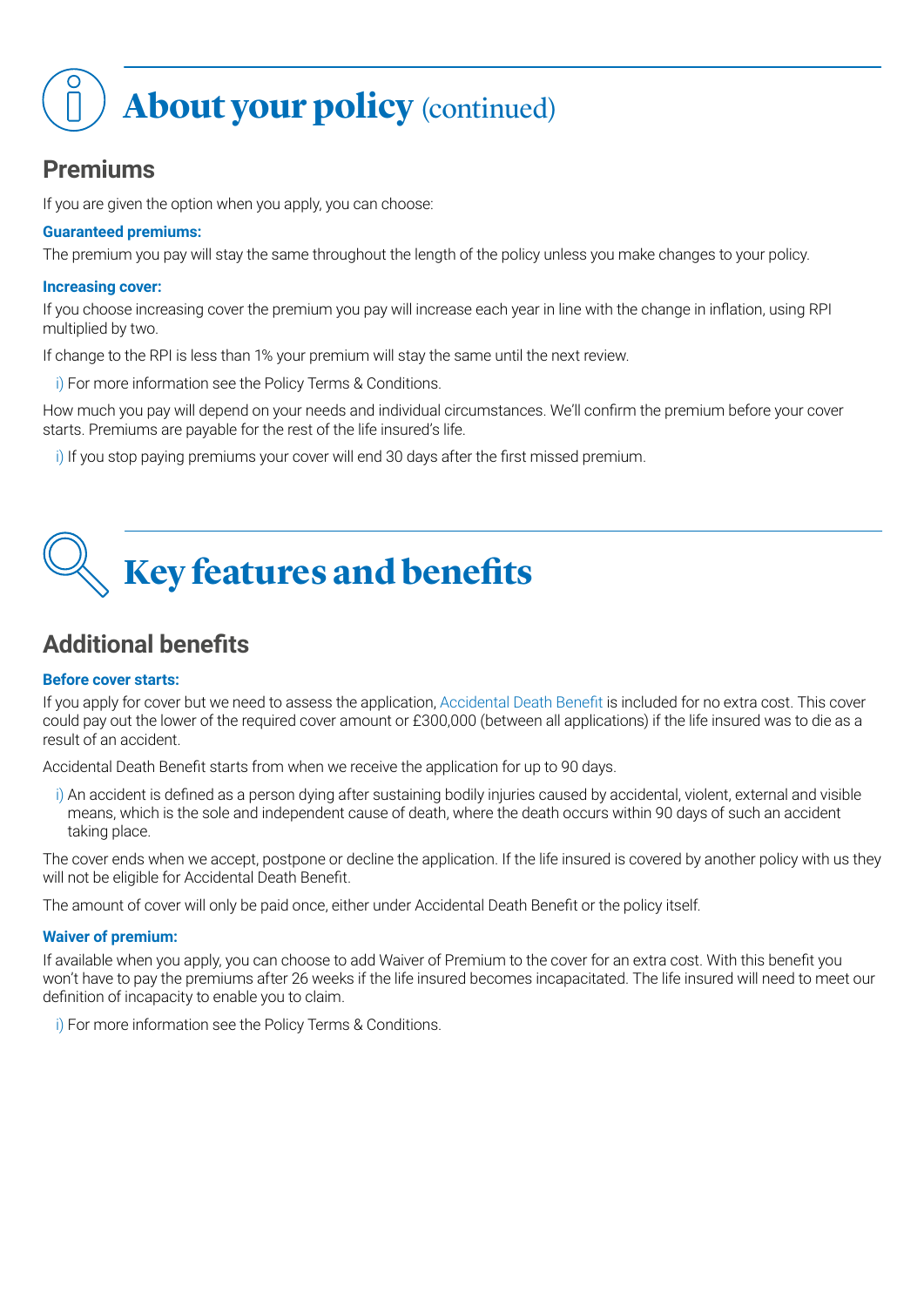# About your policy (continued)

## Premiums

If you are given the option when you apply, you can choose:

**Guaranteed premiums:**

The premium you pay will stay the same throughout the length of the policy unless you make changes to your policy.

**Increasing cover:**

If you choose increasing cover the premium you pay will increase each year in line with the change in inflation, using RPI multiplied by two.

If change to the RPI is less than 1% your premium will stay the same until the next review.

i) For more information see the Policy Terms & Conditions.

How much you pay will depend on your needs and individual circumstances. We'll confirm the premium before your cover starts. Premiums are payable for the rest of the life insured's life.

i) If you stop paying premiums your cover will end 30 days after the first missed premium.

# Key features and benefits

## Additional benefits

**Before cover starts:**

If you apply for cover but we need to assess the application, Accidental Death Benefit is included for no extra cost. This cover could pay out the lower of the required cover amount or £300,000 (between all applications) if the life insured was to die as a result of an accident.

Accidental Death Benefit starts from when we receive the application for up to 90 days.

i) An accident is defined as a person dying after sustaining bodily injuries caused by accidental, violent, external and visible means, which is the sole and independent cause of death, where the death occurs within 90 days of such an accident taking place.

The cover ends when we accept, postpone or decline the application. If the life insured is covered by another policy with us they will not be eligible for Accidental Death Benefit.

The amount of cover will only be paid once, either under Accidental Death Benefit or the policy itself.

**Waiver of premium:**

If available when you apply, you can choose to add Waiver of Premium to the cover for an extra cost. With this benefit you won't have to pay the premiums after 26 weeks if the life insured becomes incapacitated. The life insured will need to meet our definition of incapacity to enable you to claim.

i) For more information see the Policy Terms & Conditions.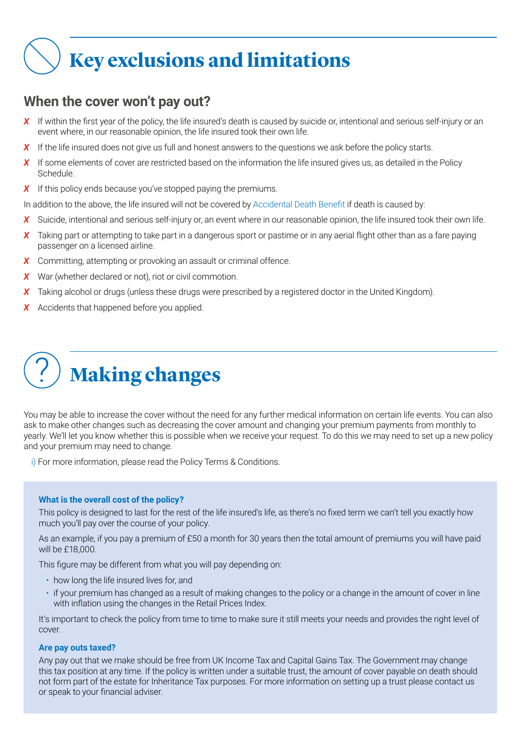# Key exclusions and limitations

## When the cover won't pay out?

- ✗ If within the first year of the policy, the life insured's death is caused by suicide or, intentional and serious self-injury or an event where, in our reasonable opinion, the life insured took their own life.
- ✗ If the life insured does not give us full and honest answers to the questions we ask before the policy starts.
- ✗ If some elements of cover are restricted based on the information the life insured gives us, as detailed in the Policy Schedule.
- ✗ If this policy ends because you've stopped paying the premiums.

In addition to the above, the life insured will not be covered by Accidental Death Benefit if death is caused by:

- ✗ Suicide, intentional and serious self-injury or, an event where in our reasonable opinion, the life insured took their own life.
- ✗ Taking part or attempting to take part in a dangerous sport or pastime or in any aerial flight other than as a fare paying passenger on a licensed airline.
- ✗ Committing, attempting or provoking an assault or criminal offence.
- ✗ War (whether declared or not), riot or civil commotion.
- ✗ Taking alcohol or drugs (unless these drugs were prescribed by a registered doctor in the United Kingdom).
- ✗ Accidents that happened before you applied.

# Making changes

You may be able to increase the cover without the need for any further medical information on certain life events. You can also ask to make other changes such as decreasing the cover amount and changing your premium payments from monthly to yearly. We'll let you know whether this is possible when we receive your request. To do this we may need to set up a new policy and your premium may need to change.

i) For more information, please read the Policy Terms & Conditions.

**What is the overall cost of the policy?**

This policy is designed to last for the rest of the life insured's life, as there's no fixed term we can't tell you exactly how much you'll pay over the course of your policy.

As an example, if you pay a premium of £50 a month for 30 years then the total amount of premiums you will have paid will be £18,000.

This figure may be different from what you will pay depending on:

- how long the life insured lives for, and
- if your premium has changed as a result of making changes to the policy or a change in the amount of cover in line with inflation using the changes in the Retail Prices Index.

It's important to check the policy from time to time to make sure it still meets your needs and provides the right level of cover.

**Are pay outs taxed?**

Any pay out that we make should be free from UK Income Tax and Capital Gains Tax. The Government may change this tax position at any time. If the policy is written under a suitable trust, the amount of cover payable on death should not form part of the estate for Inheritance Tax purposes. For more information on setting up a trust please contact us or speak to your financial adviser.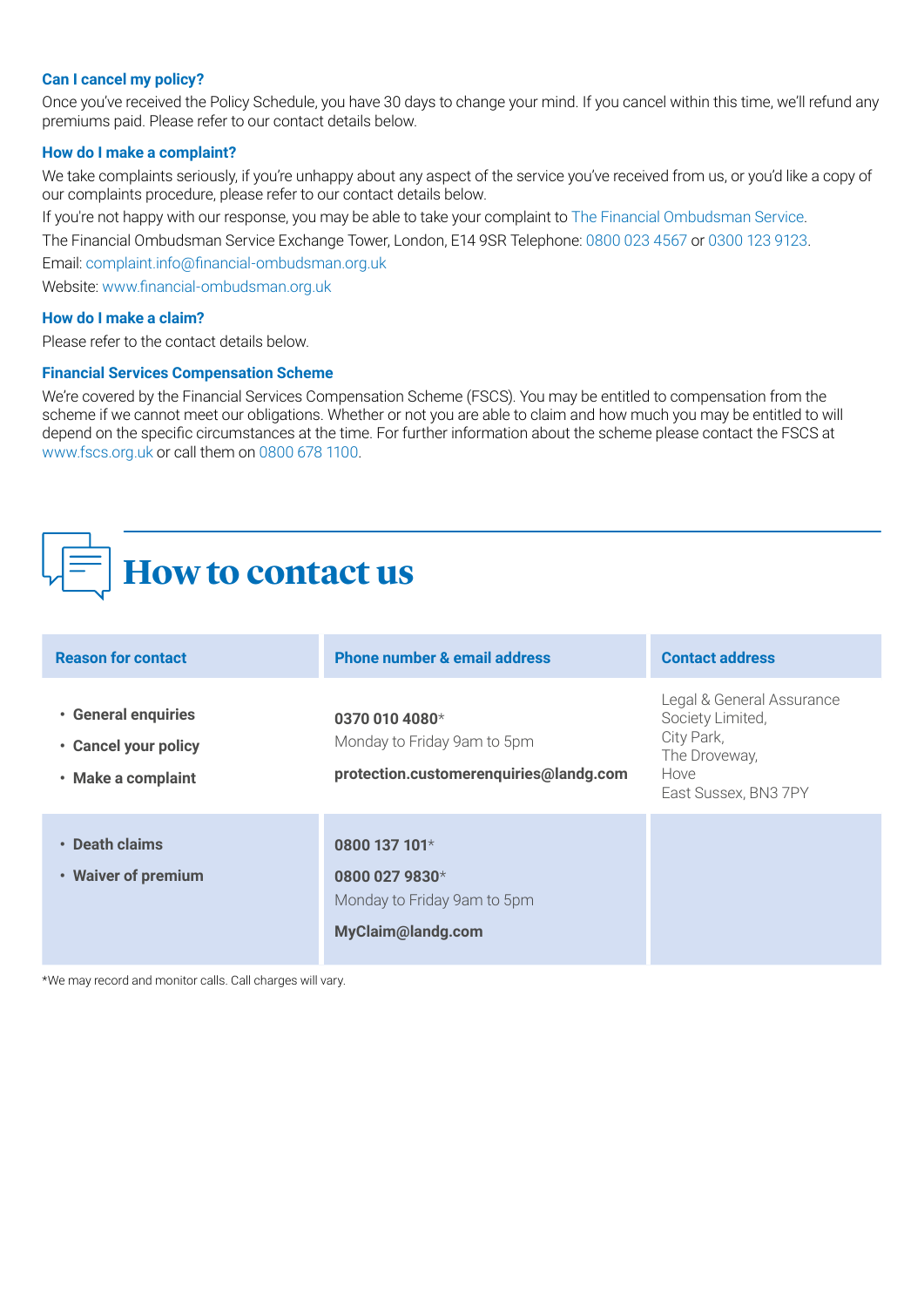### Can I cancel my policy?

Once you've received the Policy Schedule, you have 30 days to change your mind. If you cancel within this time, we'll refund any premiums paid. Please refer to our contact details below.

### How do I make a complaint?

We take complaints seriously, if you're unhappy about any aspect of the service you've received from us, or you'd like a copy of our complaints procedure, please refer to our contact details below.

If you're not happy with our response, you may be able to take your complaint to The Financial Ombudsman Service.

The Financial Ombudsman Service Exchange Tower, London, E14 9SR Telephone: 0800 023 4567 or 0300 123 9123.

Email: complaint.info@financial-ombudsman.org.uk

Website: www.financial-ombudsman.org.uk

### How do I make a claim?

Please refer to the contact details below.

### Financial Services Compensation Scheme

We're covered by the Financial Services Compensation Scheme (FSCS). You may be entitled to compensation from the scheme if we cannot meet our obligations. Whether or not you are able to claim and how much you may be entitled to will depend on the specific circumstances at the time. For further information about the scheme please contact the FSCS at www.fscs.org.uk or call them on 0800 678 1100.

# How to contact us

| Reason for contact | Phone number & email address | Contact address |
|---|---|---|
| • **General enquiries**<br>• **Cancel your policy**<br>• **Make a complaint** | **0370 010 4080***<br>Monday to Friday 9am to 5pm<br>**protection.customerenquiries@landg.com** | Legal & General Assurance Society Limited,<br>City Park,<br>The Droveway,<br>Hove<br>East Sussex, BN3 7PY |
| • **Death claims**<br>• **Waiver of premium** | **0800 137 101***<br>**0800 027 9830***<br>Monday to Friday 9am to 5pm<br>**MyClaim@landg.com** | |

*We may record and monitor calls. Call charges will vary.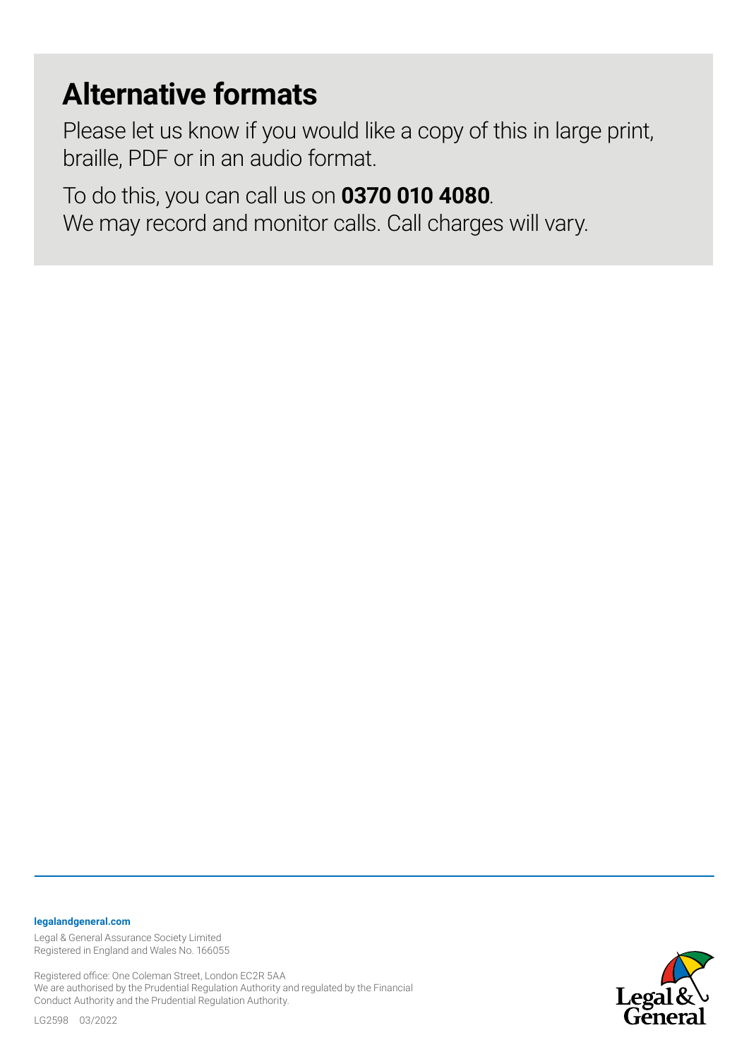# Alternative formats

Please let us know if you would like a copy of this in large print, braille, PDF or in an audio format.

To do this, you can call us on **0370 010 4080**.
We may record and monitor calls. Call charges will vary.

**legalandgeneral.com**

Legal & General Assurance Society Limited
Registered in England and Wales No. 166055

Registered office: One Coleman Street, London EC2R 5AA
We are authorised by the Prudential Regulation Authority and regulated by the Financial Conduct Authority and the Prudential Regulation Authority.

LG2598 03/2022